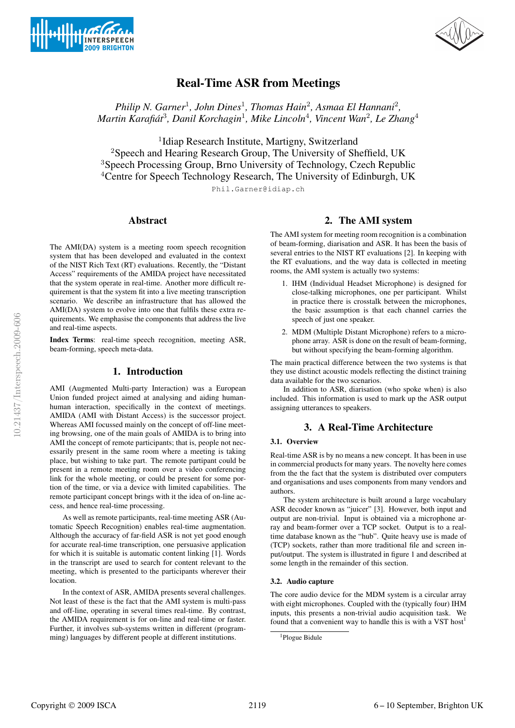# Real-Time ASR from Meetings

*Philip N. Garner[1], John Dines[1], Thomas Hain[2], Asmaa El Hannani[2], Martin Karafiát[3], Danil Korchagin[1], Mike Lincoln[4], Vincent Wan[2], Le Zhang[4]*

[1]Idiap Research Institute, Martigny, Switzerland
[2]Speech and Hearing Research Group, The University of Sheffield, UK
[3]Speech Processing Group, Brno University of Technology, Czech Republic
[4]Centre for Speech Technology Research, The University of Edinburgh, UK

Phil.Garner@idiap.ch

## Abstract

The AMI(DA) system is a meeting room speech recognition system that has been developed and evaluated in the context of the NIST Rich Text (RT) evaluations. Recently, the "Distant Access" requirements of the AMIDA project have necessitated that the system operate in real-time. Another more difficult requirement is that the system fit into a live meeting transcription scenario. We describe an infrastructure that has allowed the AMI(DA) system to evolve into one that fulfils these extra requirements. We emphasise the components that address the live and real-time aspects.

**Index Terms**: real-time speech recognition, meeting ASR, beam-forming, speech meta-data.

## 1. Introduction

AMI (Augmented Multi-party Interaction) was a European Union funded project aimed at analysing and aiding human-human interaction, specifically in the context of meetings. AMIDA (AMI with Distant Access) is the successor project. Whereas AMI focussed mainly on the concept of off-line meeting browsing, one of the main goals of AMIDA is to bring into AMI the concept of remote participants; that is, people not necessarily present in the same room where a meeting is taking place, but wishing to take part. The remote partipant could be present in a remote meeting room over a video conferencing link for the whole meeting, or could be present for some portion of the time, or via a device with limited capabilities. The remote participant concept brings with it the idea of on-line access, and hence real-time processing.

As well as remote participants, real-time meeting ASR (Automatic Speech Recognition) enables real-time augmentation. Although the accuracy of far-field ASR is not yet good enough for accurate real-time transcription, one persuasive application for which it is suitable is automatic content linking [1]. Words in the transcript are used to search for content relevant to the meeting, which is presented to the participants wherever their location.

In the context of ASR, AMIDA presents several challenges. Not least of these is the fact that the AMI system is multi-pass and off-line, operating in several times real-time. By contrast, the AMIDA requirement is for on-line and real-time or faster. Further, it involves sub-systems written in different (programming) languages by different people at different institutions.

## 2. The AMI system

The AMI system for meeting room recognition is a combination of beam-forming, diarisation and ASR. It has been the basis of several entries to the NIST RT evaluations [2]. In keeping with the RT evaluations, and the way data is collected in meeting rooms, the AMI system is actually two systems:

1. IHM (Individual Headset Microphone) is designed for close-talking microphones, one per participant. Whilst in practice there is crosstalk between the microphones, the basic assumption is that each channel carries the speech of just one speaker.
2. MDM (Multiple Distant Microphone) refers to a microphone array. ASR is done on the result of beam-forming, but without specifying the beam-forming algorithm.

The main practical difference between the two systems is that they use distinct acoustic models reflecting the distinct training data available for the two scenarios.

In addition to ASR, diarisation (who spoke when) is also included. This information is used to mark up the ASR output assigning utterances to speakers.

## 3. A Real-Time Architecture

### 3.1. Overview

Real-time ASR is by no means a new concept. It has been in use in commercial products for many years. The novelty here comes from the the fact that the system is distributed over computers and organisations and uses components from many vendors and authors.

The system architecture is built around a large vocabulary ASR decoder known as "juicer" [3]. However, both input and output are non-trivial. Input is obtained via a microphone array and beam-former over a TCP socket. Output is to a real-time database known as the "hub". Quite heavy use is made of (TCP) sockets, rather than more traditional file and screen input/output. The system is illustrated in figure 1 and described at some length in the remainder of this section.

### 3.2. Audio capture

The core audio device for the MDM system is a circular array with eight microphones. Coupled with the (typically four) IHM inputs, this presents a non-trivial audio acquisition task. We found that a convenient way to handle this is with a VST host[1]

[1]Plogue Bidule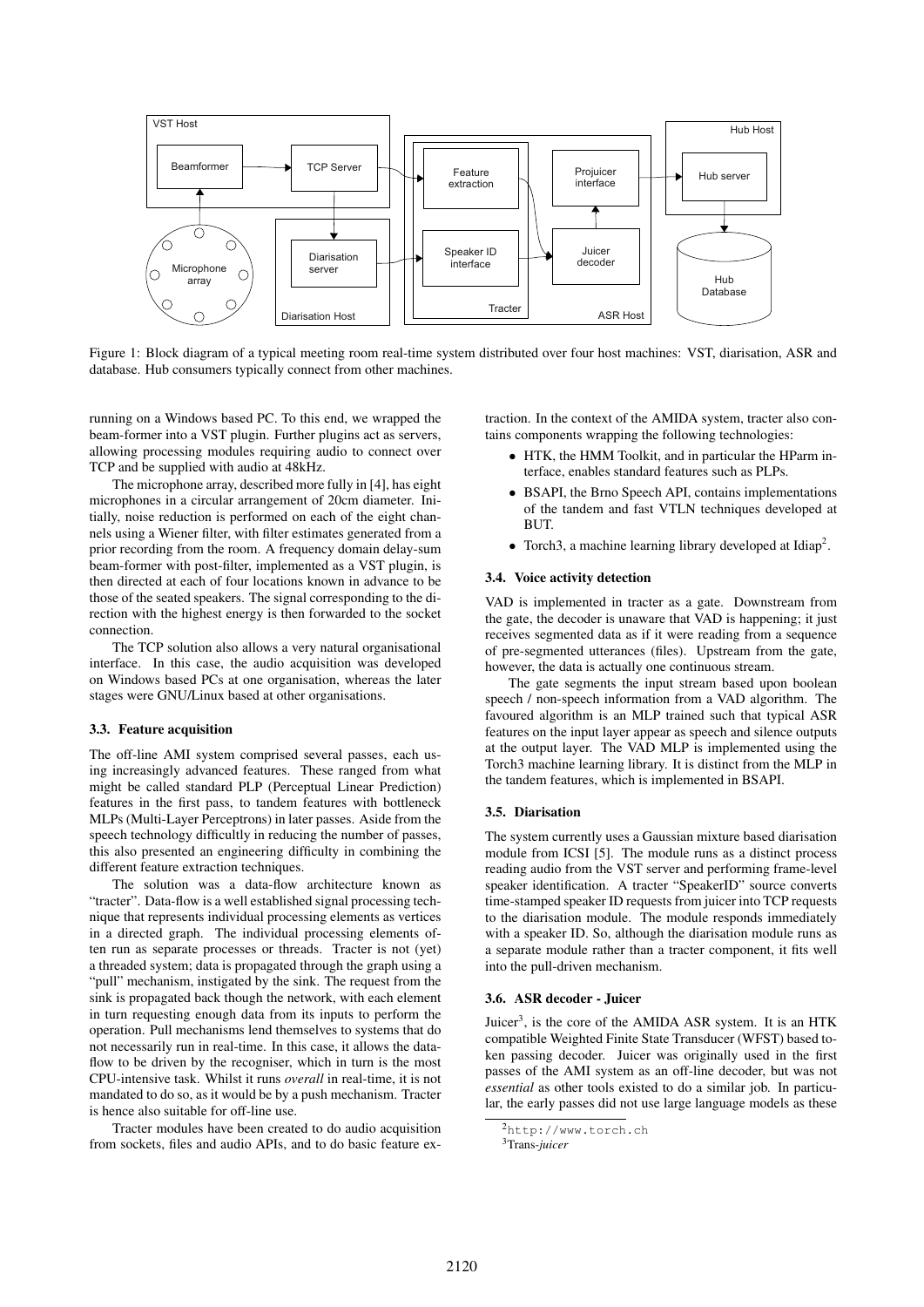Figure 1: Block diagram of a typical meeting room real-time system distributed over four host machines: VST, diarisation, ASR and database. Hub consumers typically connect from other machines.

running on a Windows based PC. To this end, we wrapped the beam-former into a VST plugin. Further plugins act as servers, allowing processing modules requiring audio to connect over TCP and be supplied with audio at 48kHz.

The microphone array, described more fully in [4], has eight microphones in a circular arrangement of 20cm diameter. Initially, noise reduction is performed on each of the eight channels using a Wiener filter, with filter estimates generated from a prior recording from the room. A frequency domain delay-sum beam-former with post-filter, implemented as a VST plugin, is then directed at each of four locations known in advance to be those of the seated speakers. The signal corresponding to the direction with the highest energy is then forwarded to the socket connection.

The TCP solution also allows a very natural organisational interface. In this case, the audio acquisition was developed on Windows based PCs at one organisation, whereas the later stages were GNU/Linux based at other organisations.

### 3.3. Feature acquisition

The off-line AMI system comprised several passes, each using increasingly advanced features. These ranged from what might be called standard PLP (Perceptual Linear Prediction) features in the first pass, to tandem features with bottleneck MLPs (Multi-Layer Perceptrons) in later passes. Aside from the speech technology difficultly in reducing the number of passes, this also presented an engineering difficulty in combining the different feature extraction techniques.

The solution was a data-flow architecture known as "tracter". Data-flow is a well established signal processing technique that represents individual processing elements as vertices in a directed graph. The individual processing elements often run as separate processes or threads. Tracter is not (yet) a threaded system; data is propagated through the graph using a "pull" mechanism, instigated by the sink. The request from the sink is propagated back though the network, with each element in turn requesting enough data from its inputs to perform the operation. Pull mechanisms lend themselves to systems that do not necessarily run in real-time. In this case, it allows the data-flow to be driven by the recogniser, which in turn is the most CPU-intensive task. Whilst it runs *overall* in real-time, it is not mandated to do so, as it would be by a push mechanism. Tracter is hence also suitable for off-line use.

Tracter modules have been created to do audio acquisition from sockets, files and audio APIs, and to do basic feature extraction. In the context of the AMIDA system, tracter also contains components wrapping the following technologies:

- HTK, the HMM Toolkit, and in particular the HParm interface, enables standard features such as PLPs.
- BSAPI, the Brno Speech API, contains implementations of the tandem and fast VTLN techniques developed at BUT.
- Torch3, a machine learning library developed at Idiap[2].

### 3.4. Voice activity detection

VAD is implemented in tracter as a gate. Downstream from the gate, the decoder is unaware that VAD is happening; it just receives segmented data as if it were reading from a sequence of pre-segmented utterances (files). Upstream from the gate, however, the data is actually one continuous stream.

The gate segments the input stream based upon boolean speech / non-speech information from a VAD algorithm. The favoured algorithm is an MLP trained such that typical ASR features on the input layer appear as speech and silence outputs at the output layer. The VAD MLP is implemented using the Torch3 machine learning library. It is distinct from the MLP in the tandem features, which is implemented in BSAPI.

### 3.5. Diarisation

The system currently uses a Gaussian mixture based diarisation module from ICSI [5]. The module runs as a distinct process reading audio from the VST server and performing frame-level speaker identification. A tracter "SpeakerID" source converts time-stamped speaker ID requests from juicer into TCP requests to the diarisation module. The module responds immediately with a speaker ID. So, although the diarisation module runs as a separate module rather than a tracter component, it fits well into the pull-driven mechanism.

### 3.6. ASR decoder - Juicer

Juicer[3], is the core of the AMIDA ASR system. It is an HTK compatible Weighted Finite State Transducer (WFST) based token passing decoder. Juicer was originally used in the first passes of the AMI system as an off-line decoder, but was not *essential* as other tools existed to do a similar job. In particular, the early passes did not use large language models as these

[2] http://www.torch.ch

[3] Trans-*juicer*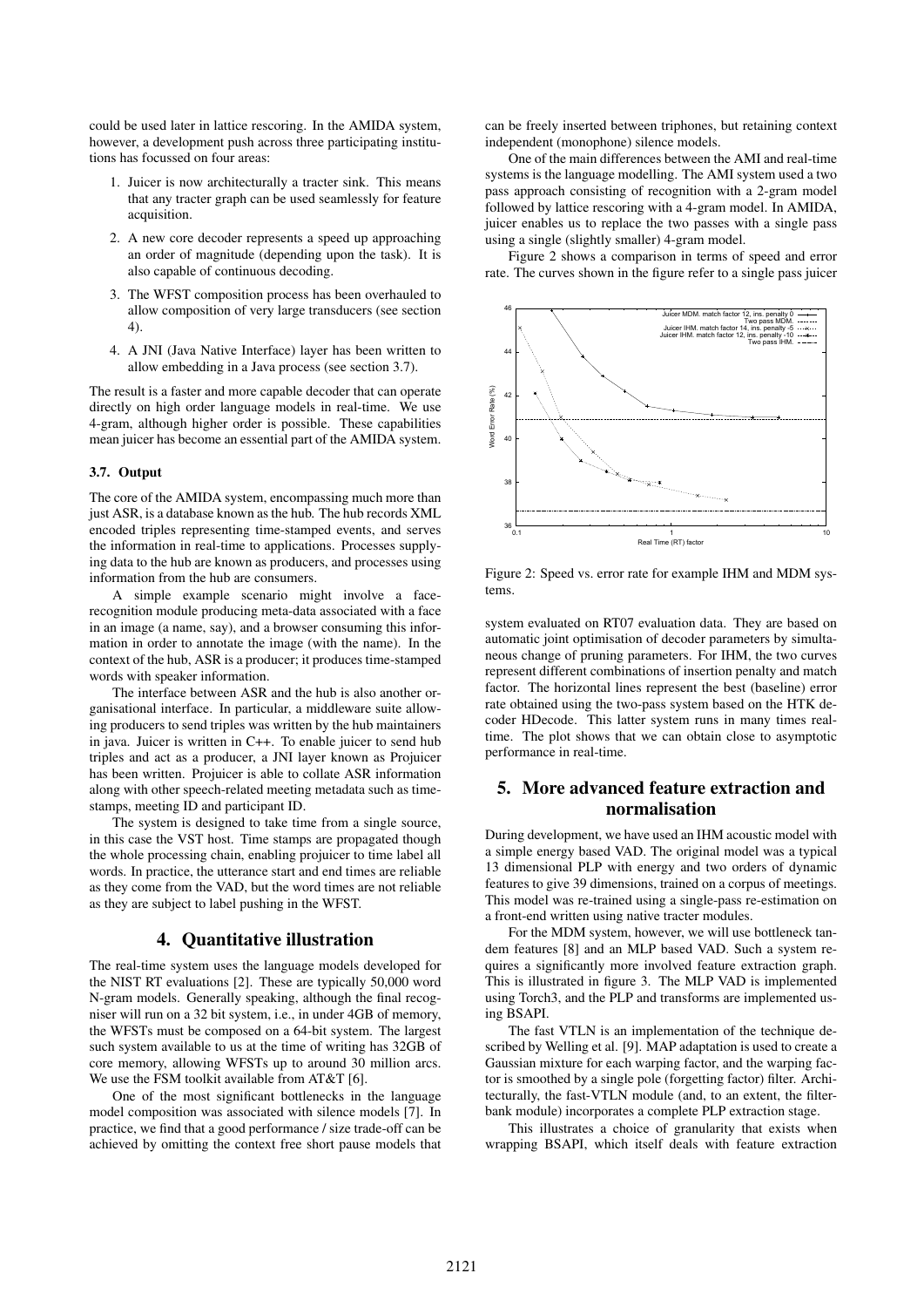could be used later in lattice rescoring. In the AMIDA system, however, a development push across three participating institutions has focussed on four areas:

1. Juicer is now architecturally a tracter sink. This means that any tracter graph can be used seamlessly for feature acquisition.
2. A new core decoder represents a speed up approaching an order of magnitude (depending upon the task). It is also capable of continuous decoding.
3. The WFST composition process has been overhauled to allow composition of very large transducers (see section 4).
4. A JNI (Java Native Interface) layer has been written to allow embedding in a Java process (see section 3.7).

The result is a faster and more capable decoder that can operate directly on high order language models in real-time. We use 4-gram, although higher order is possible. These capabilities mean juicer has become an essential part of the AMIDA system.

### 3.7. Output

The core of the AMIDA system, encompassing much more than just ASR, is a database known as the hub. The hub records XML encoded triples representing time-stamped events, and serves the information in real-time to applications. Processes supplying data to the hub are known as producers, and processes using information from the hub are consumers.

A simple example scenario might involve a face-recognition module producing meta-data associated with a face in an image (a name, say), and a browser consuming this information in order to annotate the image (with the name). In the context of the hub, ASR is a producer; it produces time-stamped words with speaker information.

The interface between ASR and the hub is also another organisational interface. In particular, a middleware suite allowing producers to send triples was written by the hub maintainers in java. Juicer is written in C++. To enable juicer to send hub triples and act as a producer, a JNI layer known as Projuicer has been written. Projuicer is able to collate ASR information along with other speech-related meeting metadata such as time-stamps, meeting ID and participant ID.

The system is designed to take time from a single source, in this case the VST host. Time stamps are propagated though the whole processing chain, enabling projuicer to time label all words. In practice, the utterance start and end times are reliable as they come from the VAD, but the word times are not reliable as they are subject to label pushing in the WFST.

## 4. Quantitative illustration

The real-time system uses the language models developed for the NIST RT evaluations [2]. These are typically 50,000 word N-gram models. Generally speaking, although the final recogniser will run on a 32 bit system, i.e., in under 4GB of memory, the WFSTs must be composed on a 64-bit system. The largest such system available to us at the time of writing has 32GB of core memory, allowing WFSTs up to around 30 million arcs. We use the FSM toolkit available from AT&T [6].

One of the most significant bottlenecks in the language model composition was associated with silence models [7]. In practice, we find that a good performance / size trade-off can be achieved by omitting the context free short pause models that can be freely inserted between triphones, but retaining context independent (monophone) silence models.

One of the main differences between the AMI and real-time systems is the language modelling. The AMI system used a two pass approach consisting of recognition with a 2-gram model followed by lattice rescoring with a 4-gram model. In AMIDA, juicer enables us to replace the two passes with a single pass using a single (slightly smaller) 4-gram model.

Figure 2 shows a comparison in terms of speed and error rate. The curves shown in the figure refer to a single pass juicer

Figure 2: Speed vs. error rate for example IHM and MDM systems.

system evaluated on RT07 evaluation data. They are based on automatic joint optimisation of decoder parameters by simultaneous change of pruning parameters. For IHM, the two curves represent different combinations of insertion penalty and match factor. The horizontal lines represent the best (baseline) error rate obtained using the two-pass system based on the HTK decoder HDecode. This latter system runs in many times real-time. The plot shows that we can obtain close to asymptotic performance in real-time.

## 5. More advanced feature extraction and normalisation

During development, we have used an IHM acoustic model with a simple energy based VAD. The original model was a typical 13 dimensional PLP with energy and two orders of dynamic features to give 39 dimensions, trained on a corpus of meetings. This model was re-trained using a single-pass re-estimation on a front-end written using native tracter modules.

For the MDM system, however, we will use bottleneck tandem features [8] and an MLP based VAD. Such a system requires a significantly more involved feature extraction graph. This is illustrated in figure 3. The MLP VAD is implemented using Torch3, and the PLP and transforms are implemented using BSAPI.

The fast VTLN is an implementation of the technique described by Welling et al. [9]. MAP adaptation is used to create a Gaussian mixture for each warping factor, and the warping factor is smoothed by a single pole (forgetting factor) filter. Architecturally, the fast-VTLN module (and, to an extent, the filterbank module) incorporates a complete PLP extraction stage.

This illustrates a choice of granularity that exists when wrapping BSAPI, which itself deals with feature extraction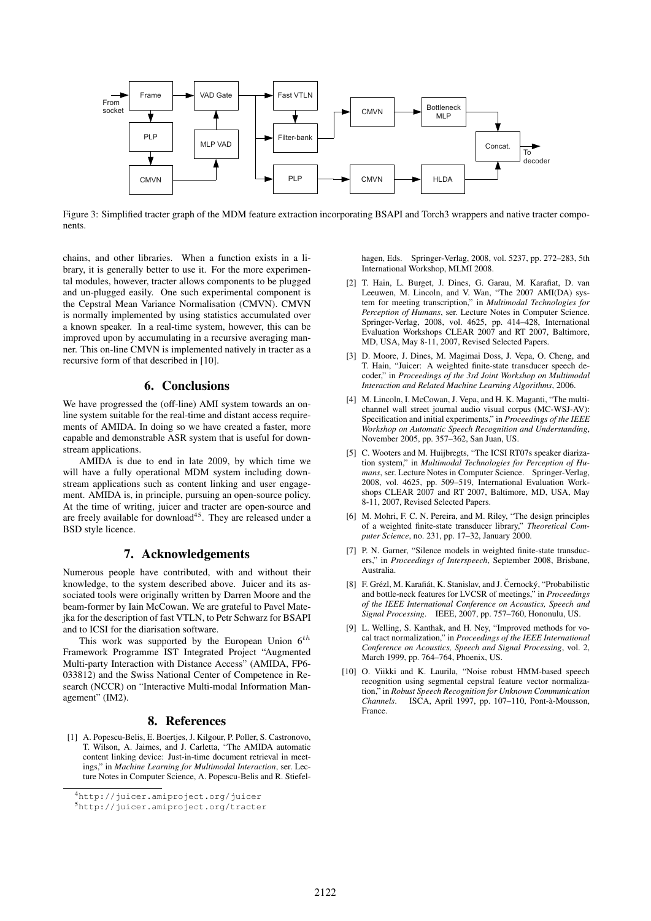From socket

Frame

VAD Gate

Fast VTLN

PLP

MLP VAD

Filter-bank

CMVN

Bottleneck MLP

Concat.

To decoder

CMVN

PLP

CMVN

HLDA

Figure 3: Simplified tracter graph of the MDM feature extraction incorporating BSAPI and Torch3 wrappers and native tracter components.

chains, and other libraries. When a function exists in a library, it is generally better to use it. For the more experimental modules, however, tracter allows components to be plugged and un-plugged easily. One such experimental component is the Cepstral Mean Variance Normalisation (CMVN). CMVN is normally implemented by using statistics accumulated over a known speaker. In a real-time system, however, this can be improved upon by accumulating in a recursive averaging manner. This on-line CMVN is implemented natively in tracter as a recursive form of that described in [10].

## 6. Conclusions

We have progressed the (off-line) AMI system towards an online system suitable for the real-time and distant access requirements of AMIDA. In doing so we have created a faster, more capable and demonstrable ASR system that is useful for downstream applications.

AMIDA is due to end in late 2009, by which time we will have a fully operational MDM system including downstream applications such as content linking and user engagement. AMIDA is, in principle, pursuing an open-source policy. At the time of writing, juicer and tracter are open-source and are freely available for download[4][5]. They are released under a BSD style licence.

## 7. Acknowledgements

Numerous people have contributed, with and without their knowledge, to the system described above. Juicer and its associated tools were originally written by Darren Moore and the beam-former by Iain McCowan. We are grateful to Pavel Matejka for the description of fast VTLN, to Petr Schwarz for BSAPI and to ICSI for the diarisation software.

This work was supported by the European Union $6^{th}$ Framework Programme IST Integrated Project "Augmented Multi-party Interaction with Distance Access" (AMIDA, FP6-033812) and the Swiss National Center of Competence in Research (NCCR) on "Interactive Multi-modal Information Management" (IM2).

## 8. References

[1] A. Popescu-Belis, E. Boertjes, J. Kilgour, P. Poller, S. Castronovo, T. Wilson, A. Jaimes, and J. Carletta, "The AMIDA automatic content linking device: Just-in-time document retrieval in meetings," in *Machine Learning for Multimodal Interaction*, ser. Lecture Notes in Computer Science, A. Popescu-Belis and R. Stiefelhagen, Eds. Springer-Verlag, 2008, vol. 5237, pp. 272–283, 5th International Workshop, MLMI 2008.

[2] T. Hain, L. Burget, J. Dines, G. Garau, M. Karafiat, D. van Leeuwen, M. Lincoln, and V. Wan, "The 2007 AMI(DA) system for meeting transcription," in *Multimodal Technologies for Perception of Humans*, ser. Lecture Notes in Computer Science. Springer-Verlag, 2008, vol. 4625, pp. 414–428, International Evaluation Workshops CLEAR 2007 and RT 2007, Baltimore, MD, USA, May 8-11, 2007, Revised Selected Papers.

[3] D. Moore, J. Dines, M. Magimai Doss, J. Vepa, O. Cheng, and T. Hain, "Juicer: A weighted finite-state transducer speech decoder," in *Proceedings of the 3rd Joint Workshop on Multimodal Interaction and Related Machine Learning Algorithms*, 2006.

[4] M. Lincoln, I. McCowan, J. Vepa, and H. K. Maganti, "The multichannel wall street journal audio visual corpus (MC-WSJ-AV): Specification and initial experiments," in *Proceedings of the IEEE Workshop on Automatic Speech Recognition and Understanding*, November 2005, pp. 357–362, San Juan, US.

[5] C. Wooters and M. Huijbregts, "The ICSI RT07s speaker diarization system," in *Multimodal Technologies for Perception of Humans*, ser. Lecture Notes in Computer Science. Springer-Verlag, 2008, vol. 4625, pp. 509–519, International Evaluation Workshops CLEAR 2007 and RT 2007, Baltimore, MD, USA, May 8-11, 2007, Revised Selected Papers.

[6] M. Mohri, F. C. N. Pereira, and M. Riley, "The design principles of a weighted finite-state transducer library," *Theoretical Computer Science*, no. 231, pp. 17–32, January 2000.

[7] P. N. Garner, "Silence models in weighted finite-state transducers," in *Proceedings of Interspeech*, September 2008, Brisbane, Australia.

[8] F. Grézl, M. Karafiát, K. Stanislav, and J. Černocký, "Probabilistic and bottle-neck features for LVCSR of meetings," in *Proceedings of the IEEE International Conference on Acoustics, Speech and Signal Processing*. IEEE, 2007, pp. 757–760, Hononulu, US.

[9] L. Welling, S. Kanthak, and H. Ney, "Improved methods for vocal tract normalization," in *Proceedings of the IEEE International Conference on Acoustics, Speech and Signal Processing*, vol. 2, March 1999, pp. 764–764, Phoenix, US.

[10] O. Viikki and K. Laurila, "Noise robust HMM-based speech recognition using segmental cepstral feature vector normalization," in *Robust Speech Recognition for Unknown Communication Channels*. ISCA, April 1997, pp. 107–110, Pont-à-Mousson, France.

[4] http://juicer.amiproject.org/juicer

[5] http://juicer.amiproject.org/tracter